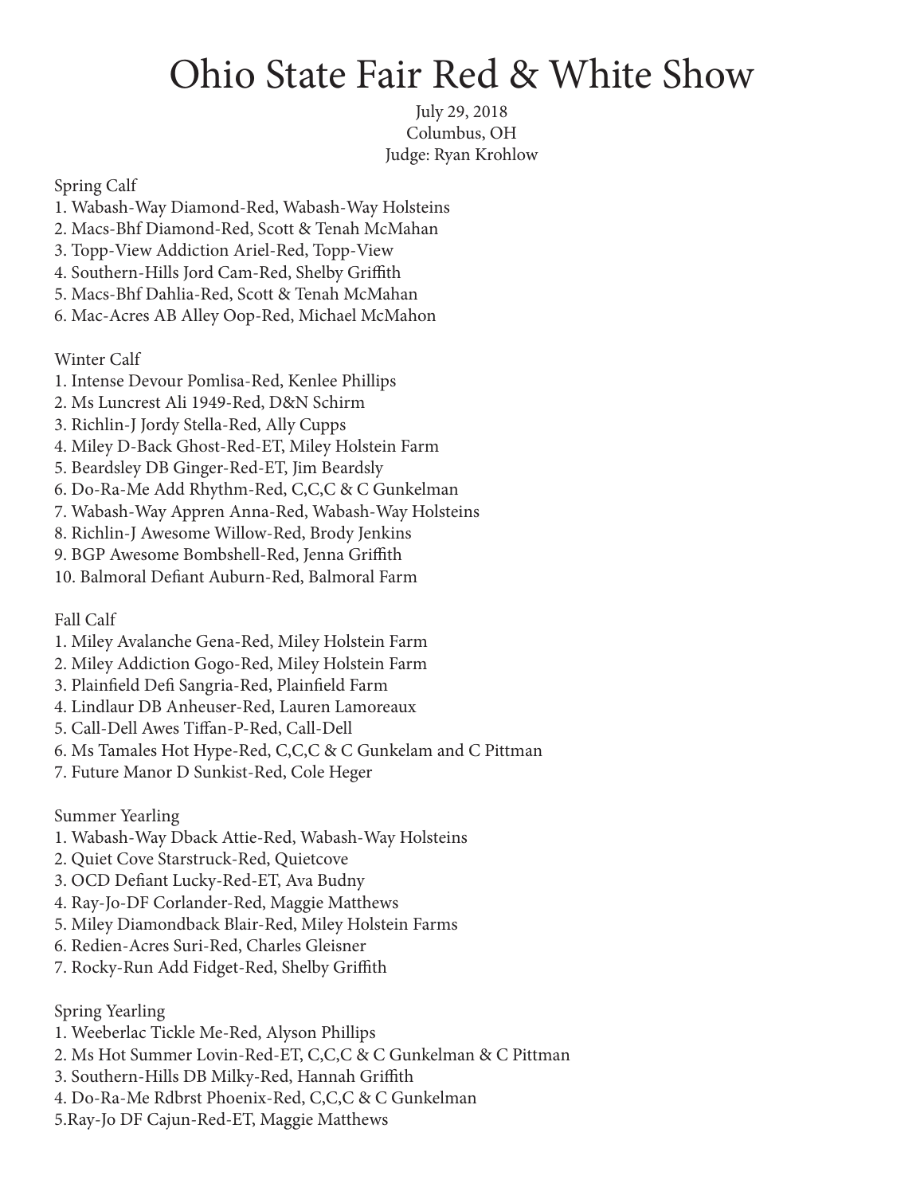# Ohio State Fair Red & White Show

July 29, 2018
Columbus, OH
Judge: Ryan Krohlow

Spring Calf
1. Wabash-Way Diamond-Red, Wabash-Way Holsteins
2. Macs-Bhf Diamond-Red, Scott & Tenah McMahan
3. Topp-View Addiction Ariel-Red, Topp-View
4. Southern-Hills Jord Cam-Red, Shelby Griffith
5. Macs-Bhf Dahlia-Red, Scott & Tenah McMahan
6. Mac-Acres AB Alley Oop-Red, Michael McMahon

Winter Calf
1. Intense Devour Pomlisa-Red, Kenlee Phillips
2. Ms Luncrest Ali 1949-Red, D&N Schirm
3. Richlin-J Jordy Stella-Red, Ally Cupps
4. Miley D-Back Ghost-Red-ET, Miley Holstein Farm
5. Beardsley DB Ginger-Red-ET, Jim Beardsly
6. Do-Ra-Me Add Rhythm-Red, C,C,C & C Gunkelman
7. Wabash-Way Appren Anna-Red, Wabash-Way Holsteins
8. Richlin-J Awesome Willow-Red, Brody Jenkins
9. BGP Awesome Bombshell-Red, Jenna Griffith
10. Balmoral Defiant Auburn-Red, Balmoral Farm

Fall Calf
1. Miley Avalanche Gena-Red, Miley Holstein Farm
2. Miley Addiction Gogo-Red, Miley Holstein Farm
3. Plainfield Defi Sangria-Red, Plainfield Farm
4. Lindlaur DB Anheuser-Red, Lauren Lamoreaux
5. Call-Dell Awes Tiffan-P-Red, Call-Dell
6. Ms Tamales Hot Hype-Red, C,C,C & C Gunkelam and C Pittman
7. Future Manor D Sunkist-Red, Cole Heger

Summer Yearling
1. Wabash-Way Dback Attie-Red, Wabash-Way Holsteins
2. Quiet Cove Starstruck-Red, Quietcove
3. OCD Defiant Lucky-Red-ET, Ava Budny
4. Ray-Jo-DF Corlander-Red, Maggie Matthews
5. Miley Diamondback Blair-Red, Miley Holstein Farms
6. Redien-Acres Suri-Red, Charles Gleisner
7. Rocky-Run Add Fidget-Red, Shelby Griffith

Spring Yearling
1. Weeberlac Tickle Me-Red, Alyson Phillips
2. Ms Hot Summer Lovin-Red-ET, C,C,C & C Gunkelman & C Pittman
3. Southern-Hills DB Milky-Red, Hannah Griffith
4. Do-Ra-Me Rdbrst Phoenix-Red, C,C,C & C Gunkelman
5.Ray-Jo DF Cajun-Red-ET, Maggie Matthews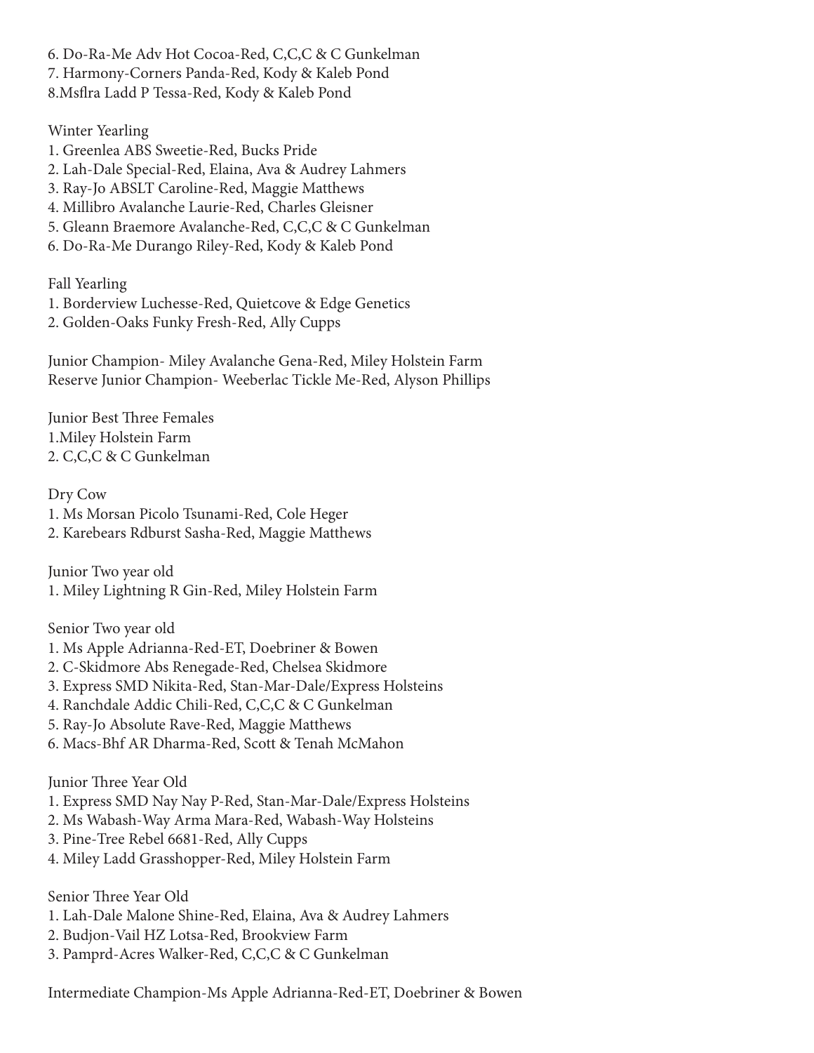6. Do-Ra-Me Adv Hot Cocoa-Red, C,C,C & C Gunkelman
7. Harmony-Corners Panda-Red, Kody & Kaleb Pond
8.Msflra Ladd P Tessa-Red, Kody & Kaleb Pond

Winter Yearling
1. Greenlea ABS Sweetie-Red, Bucks Pride
2. Lah-Dale Special-Red, Elaina, Ava & Audrey Lahmers
3. Ray-Jo ABSLT Caroline-Red, Maggie Matthews
4. Millibro Avalanche Laurie-Red, Charles Gleisner
5. Gleann Braemore Avalanche-Red, C,C,C & C Gunkelman
6. Do-Ra-Me Durango Riley-Red, Kody & Kaleb Pond

Fall Yearling
1. Borderview Luchesse-Red, Quietcove & Edge Genetics
2. Golden-Oaks Funky Fresh-Red, Ally Cupps

Junior Champion- Miley Avalanche Gena-Red, Miley Holstein Farm
Reserve Junior Champion- Weeberlac Tickle Me-Red, Alyson Phillips

Junior Best Three Females
1.Miley Holstein Farm
2. C,C,C & C Gunkelman

Dry Cow
1. Ms Morsan Picolo Tsunami-Red, Cole Heger
2. Karebears Rdburst Sasha-Red, Maggie Matthews

Junior Two year old
1. Miley Lightning R Gin-Red, Miley Holstein Farm

Senior Two year old
1. Ms Apple Adrianna-Red-ET, Doebriner & Bowen
2. C-Skidmore Abs Renegade-Red, Chelsea Skidmore
3. Express SMD Nikita-Red, Stan-Mar-Dale/Express Holsteins
4. Ranchdale Addic Chili-Red, C,C,C & C Gunkelman
5. Ray-Jo Absolute Rave-Red, Maggie Matthews
6. Macs-Bhf AR Dharma-Red, Scott & Tenah McMahon

Junior Three Year Old
1. Express SMD Nay Nay P-Red, Stan-Mar-Dale/Express Holsteins
2. Ms Wabash-Way Arma Mara-Red, Wabash-Way Holsteins
3. Pine-Tree Rebel 6681-Red, Ally Cupps
4. Miley Ladd Grasshopper-Red, Miley Holstein Farm

Senior Three Year Old
1. Lah-Dale Malone Shine-Red, Elaina, Ava & Audrey Lahmers
2. Budjon-Vail HZ Lotsa-Red, Brookview Farm
3. Pamprd-Acres Walker-Red, C,C,C & C Gunkelman

Intermediate Champion-Ms Apple Adrianna-Red-ET, Doebriner & Bowen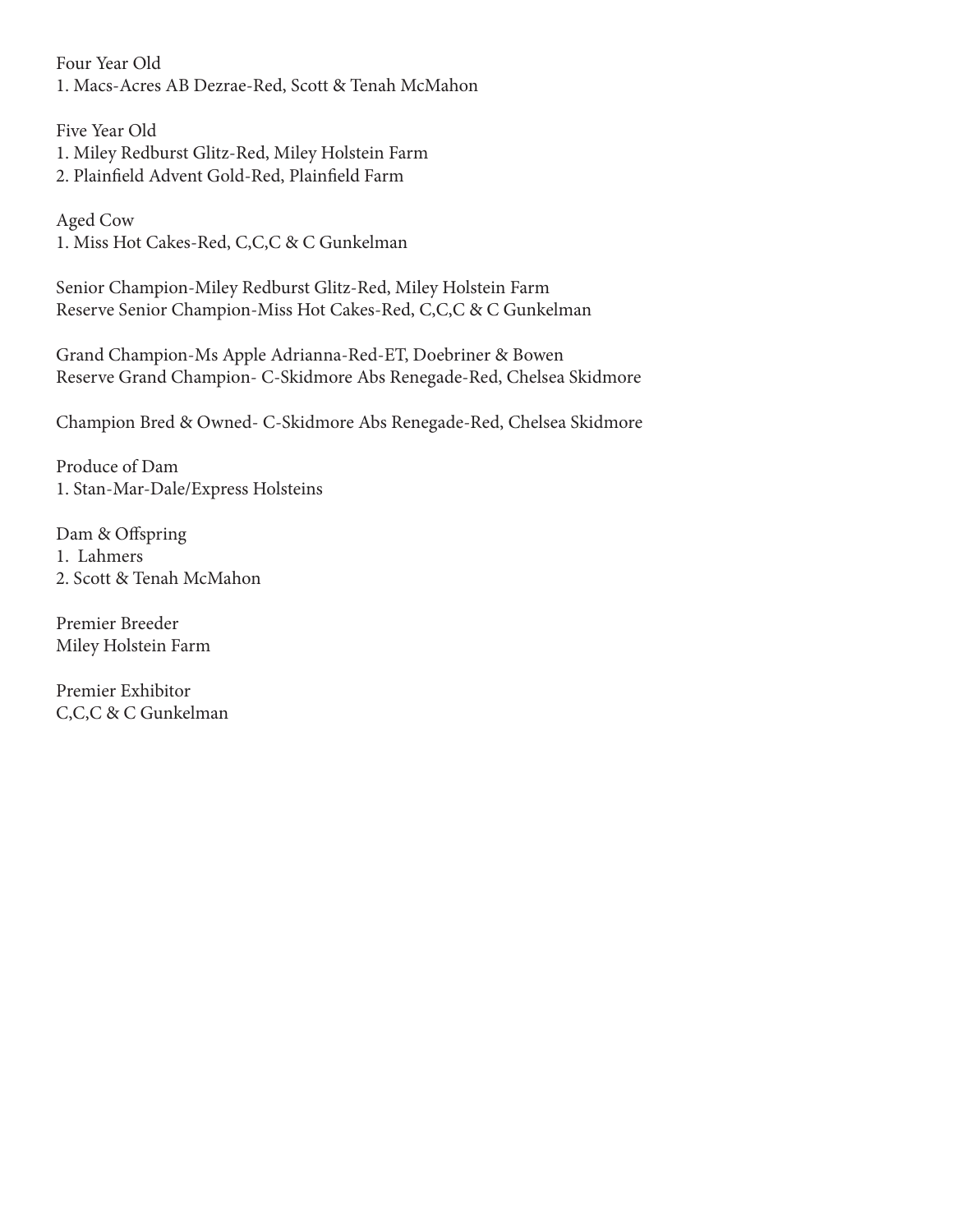Four Year Old

1. Macs-Acres AB Dezrae-Red, Scott & Tenah McMahon

Five Year Old

1. Miley Redburst Glitz-Red, Miley Holstein Farm
2. Plainfield Advent Gold-Red, Plainfield Farm

Aged Cow

1. Miss Hot Cakes-Red, C,C,C & C Gunkelman

Senior Champion-Miley Redburst Glitz-Red, Miley Holstein Farm
Reserve Senior Champion-Miss Hot Cakes-Red, C,C,C & C Gunkelman

Grand Champion-Ms Apple Adrianna-Red-ET, Doebriner & Bowen
Reserve Grand Champion- C-Skidmore Abs Renegade-Red, Chelsea Skidmore

Champion Bred & Owned- C-Skidmore Abs Renegade-Red, Chelsea Skidmore

Produce of Dam

1. Stan-Mar-Dale/Express Holsteins

Dam & Offspring

1. Lahmers
2. Scott & Tenah McMahon

Premier Breeder
Miley Holstein Farm

Premier Exhibitor
C,C,C & C Gunkelman